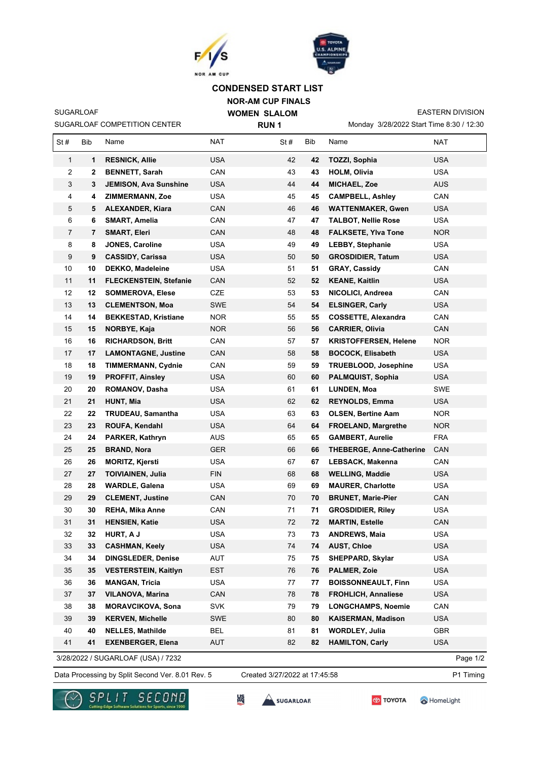# CONDENSED START LIST

## NOR-AM CUP FINALS

## WOMEN SLALOM

## RUN 1

SUGARLOAF
SUGARLOAF COMPETITION CENTER

EASTERN DIVISION
Monday 3/28/2022 Start Time 8:30 / 12:30

| St # | Bib | Name | NAT | St # | Bib | Name | NAT |
|---|---|---|---|---|---|---|---|
| 1 | **1** | **RESNICK, Allie** | USA | 42 | **42** | **TOZZI, Sophia** | USA |
| 2 | **2** | **BENNETT, Sarah** | CAN | 43 | **43** | **HOLM, Olivia** | USA |
| 3 | **3** | **JEMISON, Ava Sunshine** | USA | 44 | **44** | **MICHAEL, Zoe** | AUS |
| 4 | **4** | **ZIMMERMANN, Zoe** | USA | 45 | **45** | **CAMPBELL, Ashley** | CAN |
| 5 | **5** | **ALEXANDER, Kiara** | CAN | 46 | **46** | **WATTENMAKER, Gwen** | USA |
| 6 | **6** | **SMART, Amelia** | CAN | 47 | **47** | **TALBOT, Nellie Rose** | USA |
| 7 | **7** | **SMART, Eleri** | CAN | 48 | **48** | **FALKSETE, Ylva Tone** | NOR |
| 8 | **8** | **JONES, Caroline** | USA | 49 | **49** | **LEBBY, Stephanie** | USA |
| 9 | **9** | **CASSIDY, Carissa** | USA | 50 | **50** | **GROSDIDIER, Tatum** | USA |
| 10 | **10** | **DEKKO, Madeleine** | USA | 51 | **51** | **GRAY, Cassidy** | CAN |
| 11 | **11** | **FLECKENSTEIN, Stefanie** | CAN | 52 | **52** | **KEANE, Kaitlin** | USA |
| 12 | **12** | **SOMMEROVA, Elese** | CZE | 53 | **53** | **NICOLICI, Andreea** | CAN |
| 13 | **13** | **CLEMENTSON, Moa** | SWE | 54 | **54** | **ELSINGER, Carly** | USA |
| 14 | **14** | **BEKKESTAD, Kristiane** | NOR | 55 | **55** | **COSSETTE, Alexandra** | CAN |
| 15 | **15** | **NORBYE, Kaja** | NOR | 56 | **56** | **CARRIER, Olivia** | CAN |
| 16 | **16** | **RICHARDSON, Britt** | CAN | 57 | **57** | **KRISTOFFERSEN, Helene** | NOR |
| 17 | **17** | **LAMONTAGNE, Justine** | CAN | 58 | **58** | **BOCOCK, Elisabeth** | USA |
| 18 | **18** | **TIMMERMANN, Cydnie** | CAN | 59 | **59** | **TRUEBLOOD, Josephine** | USA |
| 19 | **19** | **PROFFIT, Ainsley** | USA | 60 | **60** | **PALMQUIST, Sophia** | USA |
| 20 | **20** | **ROMANOV, Dasha** | USA | 61 | **61** | **LUNDEN, Moa** | SWE |
| 21 | **21** | **HUNT, Mia** | USA | 62 | **62** | **REYNOLDS, Emma** | USA |
| 22 | **22** | **TRUDEAU, Samantha** | USA | 63 | **63** | **OLSEN, Bertine Aam** | NOR |
| 23 | **23** | **ROUFA, Kendahl** | USA | 64 | **64** | **FROELAND, Margrethe** | NOR |
| 24 | **24** | **PARKER, Kathryn** | AUS | 65 | **65** | **GAMBERT, Aurelie** | FRA |
| 25 | **25** | **BRAND, Nora** | GER | 66 | **66** | **THEBERGE, Anne-Catherine** | CAN |
| 26 | **26** | **MORITZ, Kjersti** | USA | 67 | **67** | **LEBSACK, Makenna** | CAN |
| 27 | **27** | **TOIVIAINEN, Julia** | FIN | 68 | **68** | **WELLING, Maddie** | USA |
| 28 | **28** | **WARDLE, Galena** | USA | 69 | **69** | **MAURER, Charlotte** | USA |
| 29 | **29** | **CLEMENT, Justine** | CAN | 70 | **70** | **BRUNET, Marie-Pier** | CAN |
| 30 | **30** | **REHA, Mika Anne** | CAN | 71 | **71** | **GROSDIDIER, Riley** | USA |
| 31 | **31** | **HENSIEN, Katie** | USA | 72 | **72** | **MARTIN, Estelle** | CAN |
| 32 | **32** | **HURT, A J** | USA | 73 | **73** | **ANDREWS, Maia** | USA |
| 33 | **33** | **CASHMAN, Keely** | USA | 74 | **74** | **AUST, Chloe** | USA |
| 34 | **34** | **DINGSLEDER, Denise** | AUT | 75 | **75** | **SHEPPARD, Skylar** | USA |
| 35 | **35** | **VESTERSTEIN, Kaitlyn** | EST | 76 | **76** | **PALMER, Zoie** | USA |
| 36 | **36** | **MANGAN, Tricia** | USA | 77 | **77** | **BOISSONNEAULT, Finn** | USA |
| 37 | **37** | **VILANOVA, Marina** | CAN | 78 | **78** | **FROHLICH, Annaliese** | USA |
| 38 | **38** | **MORAVCIKOVA, Sona** | SVK | 79 | **79** | **LONGCHAMPS, Noemie** | CAN |
| 39 | **39** | **KERVEN, Michelle** | SWE | 80 | **80** | **KAISERMAN, Madison** | USA |
| 40 | **40** | **NELLES, Mathilde** | BEL | 81 | **81** | **WORDLEY, Julia** | GBR |
| 41 | **41** | **EXENBERGER, Elena** | AUT | 82 | **82** | **HAMILTON, Carly** | USA |

3/28/2022 / SUGARLOAF (USA) / 7232

Data Processing by Split Second Ver. 8.01 Rev. 5 | Created 3/27/2022 at 17:45:58 | P1 Timing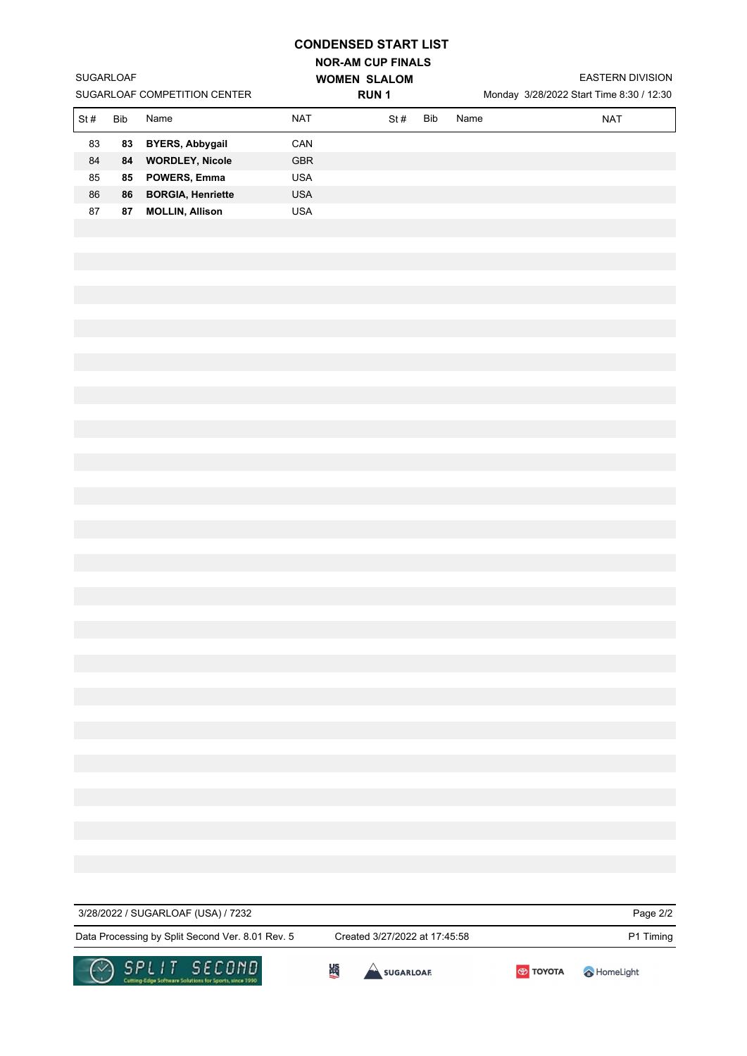# CONDENSED START LIST

## NOR-AM CUP FINALS

## WOMEN SLALOM

## RUN 1

SUGARLOAF
SUGARLOAF COMPETITION CENTER

EASTERN DIVISION
Monday 3/28/2022 Start Time 8:30 / 12:30

| St # | Bib | Name | NAT | St # | Bib | Name | NAT |
|---|---|---|---|---|---|---|---|
| 83 | **83** | **BYERS, Abbygail** | CAN | | | | |
| 84 | **84** | **WORDLEY, Nicole** | GBR | | | | |
| 85 | **85** | **POWERS, Emma** | USA | | | | |
| 86 | **86** | **BORGIA, Henriette** | USA | | | | |
| 87 | **87** | **MOLLIN, Allison** | USA | | | | |

3/28/2022 / SUGARLOAF (USA) / 7232

Data Processing by Split Second Ver. 8.01 Rev. 5    Created 3/27/2022 at 17:45:58    P1 Timing